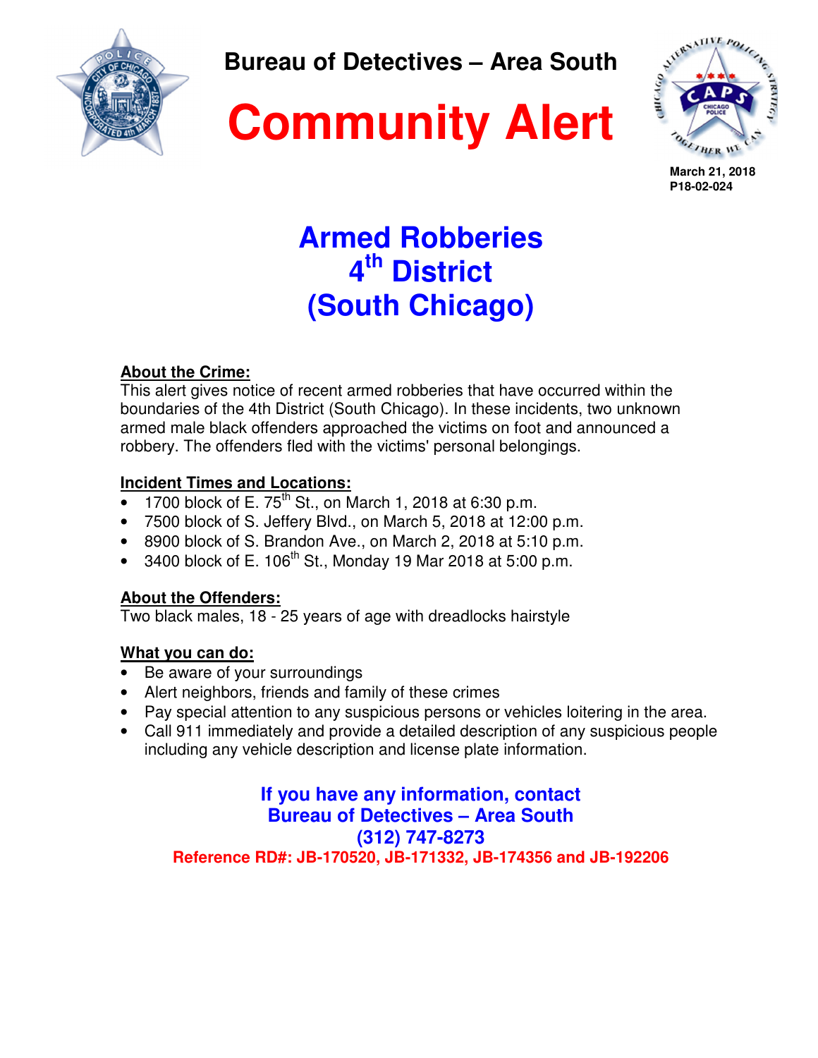# Bureau of Detectives – Area South

# Community Alert

March 21, 2018
P18-02-024

## Armed Robberies
## 4th District
## (South Chicago)

**About the Crime:**
This alert gives notice of recent armed robberies that have occurred within the boundaries of the 4th District (South Chicago). In these incidents, two unknown armed male black offenders approached the victims on foot and announced a robbery. The offenders fled with the victims' personal belongings.

**Incident Times and Locations:**

- 1700 block of E. 75th St., on March 1, 2018 at 6:30 p.m.
- 7500 block of S. Jeffery Blvd., on March 5, 2018 at 12:00 p.m.
- 8900 block of S. Brandon Ave., on March 2, 2018 at 5:10 p.m.
- 3400 block of E. 106th St., Monday 19 Mar 2018 at 5:00 p.m.

**About the Offenders:**
Two black males, 18 - 25 years of age with dreadlocks hairstyle

**What you can do:**

- Be aware of your surroundings
- Alert neighbors, friends and family of these crimes
- Pay special attention to any suspicious persons or vehicles loitering in the area.
- Call 911 immediately and provide a detailed description of any suspicious people including any vehicle description and license plate information.

**If you have any information, contact**
**Bureau of Detectives – Area South**
**(312) 747-8273**
**Reference RD#: JB-170520, JB-171332, JB-174356 and JB-192206**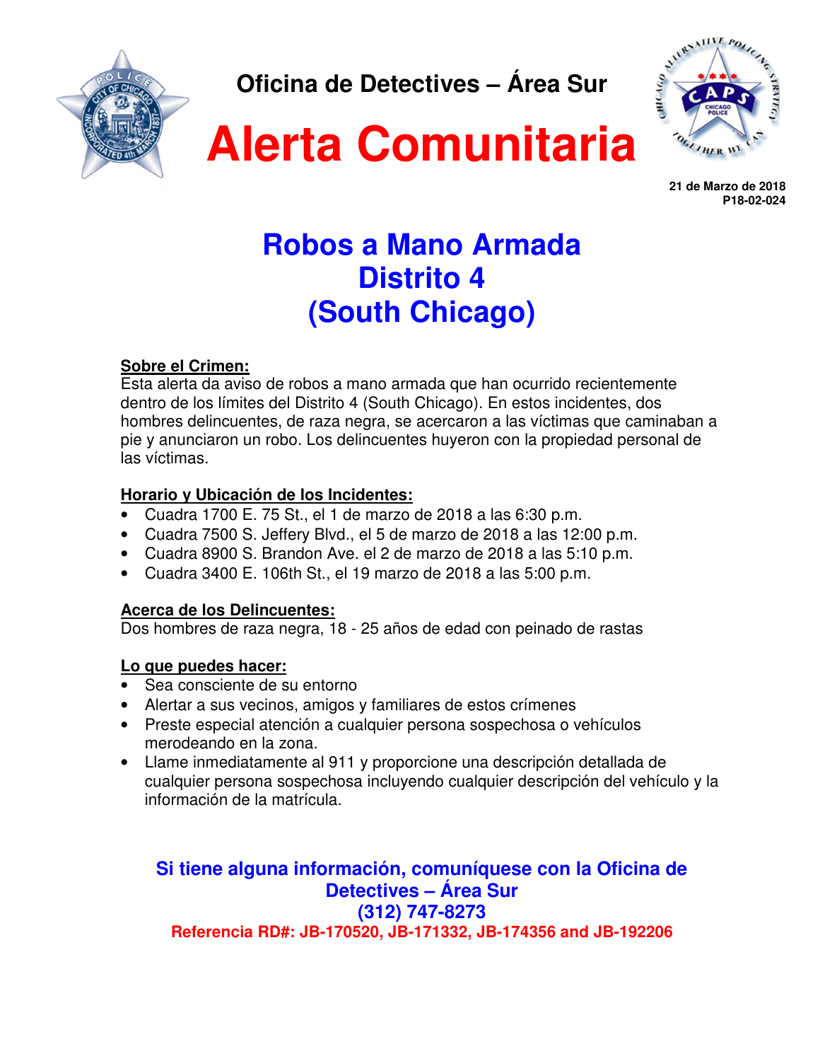# Oficina de Detectives – Área Sur

# Alerta Comunitaria

**21 de Marzo de 2018**
**P18-02-024**

## Robos a Mano Armada
## Distrito 4
## (South Chicago)

**Sobre el Crimen:**

Esta alerta da aviso de robos a mano armada que han ocurrido recientemente dentro de los límites del Distrito 4 (South Chicago). En estos incidentes, dos hombres delincuentes, de raza negra, se acercaron a las víctimas que caminaban a pie y anunciaron un robo. Los delincuentes huyeron con la propiedad personal de las víctimas.

**Horario y Ubicación de los Incidentes:**

- Cuadra 1700 E. 75 St., el 1 de marzo de 2018 a las 6:30 p.m.
- Cuadra 7500 S. Jeffery Blvd., el 5 de marzo de 2018 a las 12:00 p.m.
- Cuadra 8900 S. Brandon Ave. el 2 de marzo de 2018 a las 5:10 p.m.
- Cuadra 3400 E. 106th St., el 19 marzo de 2018 a las 5:00 p.m.

**Acerca de los Delincuentes:**

Dos hombres de raza negra, 18 - 25 años de edad con peinado de rastas

**Lo que puedes hacer:**

- Sea consciente de su entorno
- Alertar a sus vecinos, amigos y familiares de estos crímenes
- Preste especial atención a cualquier persona sospechosa o vehículos merodeando en la zona.
- Llame inmediatamente al 911 y proporcione una descripción detallada de cualquier persona sospechosa incluyendo cualquier descripción del vehículo y la información de la matrícula.

**Si tiene alguna información, comuníquese con la Oficina de Detectives – Área Sur**
**(312) 747-8273**
**Referencia RD#: JB-170520, JB-171332, JB-174356 and JB-192206**